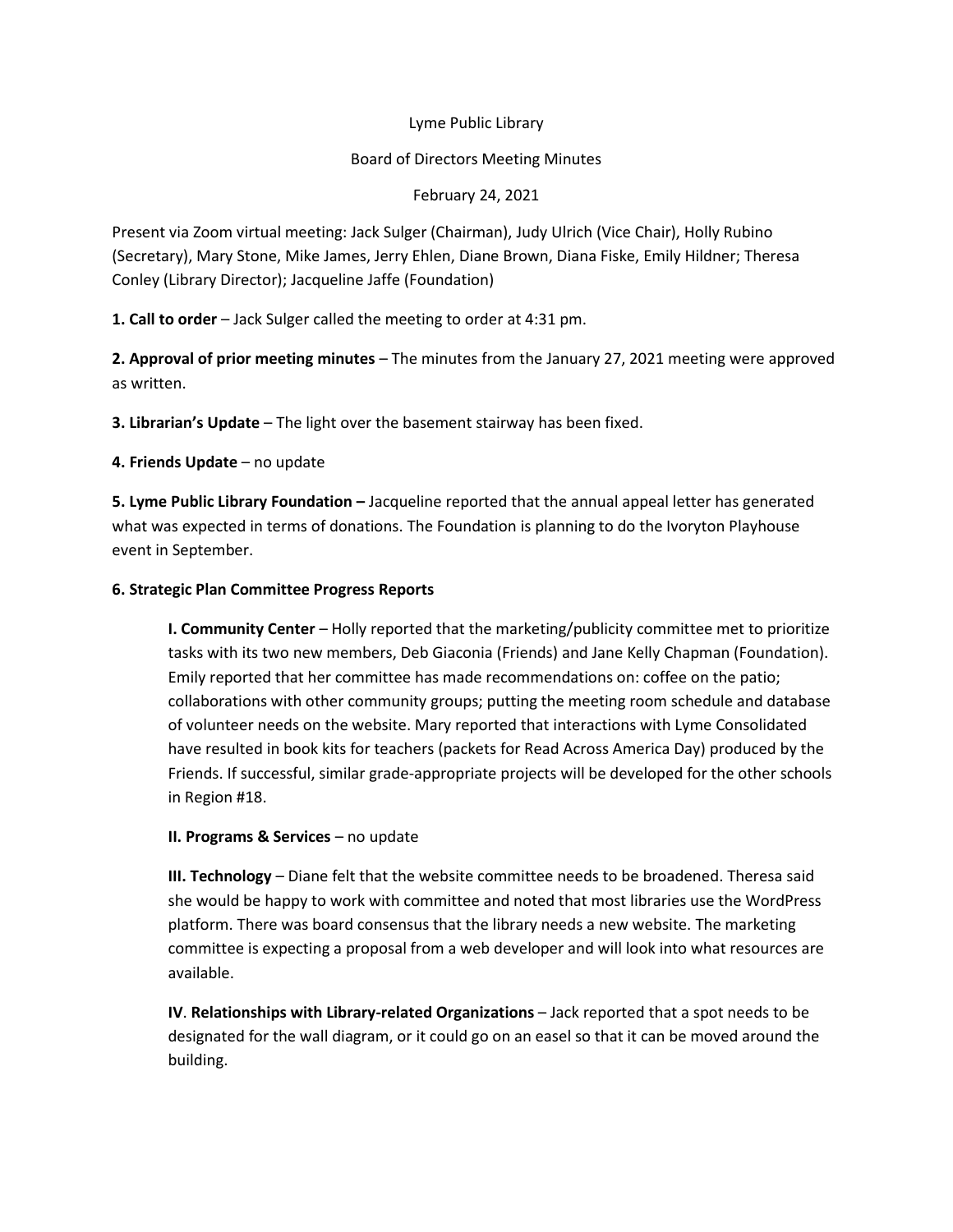Lyme Public Library

Board of Directors Meeting Minutes

February 24, 2021

Present via Zoom virtual meeting: Jack Sulger (Chairman), Judy Ulrich (Vice Chair), Holly Rubino (Secretary), Mary Stone, Mike James, Jerry Ehlen, Diane Brown, Diana Fiske, Emily Hildner; Theresa Conley (Library Director); Jacqueline Jaffe (Foundation)

**1. Call to order** – Jack Sulger called the meeting to order at 4:31 pm.

**2. Approval of prior meeting minutes** – The minutes from the January 27, 2021 meeting were approved as written.

**3. Librarian's Update** – The light over the basement stairway has been fixed.

**4. Friends Update** – no update

**5. Lyme Public Library Foundation –** Jacqueline reported that the annual appeal letter has generated what was expected in terms of donations. The Foundation is planning to do the Ivoryton Playhouse event in September.

**6. Strategic Plan Committee Progress Reports**

**I. Community Center** – Holly reported that the marketing/publicity committee met to prioritize tasks with its two new members, Deb Giaconia (Friends) and Jane Kelly Chapman (Foundation). Emily reported that her committee has made recommendations on: coffee on the patio; collaborations with other community groups; putting the meeting room schedule and database of volunteer needs on the website. Mary reported that interactions with Lyme Consolidated have resulted in book kits for teachers (packets for Read Across America Day) produced by the Friends. If successful, similar grade-appropriate projects will be developed for the other schools in Region #18.

**II. Programs & Services** – no update

**III. Technology** – Diane felt that the website committee needs to be broadened. Theresa said she would be happy to work with committee and noted that most libraries use the WordPress platform. There was board consensus that the library needs a new website. The marketing committee is expecting a proposal from a web developer and will look into what resources are available.

**IV**. **Relationships with Library-related Organizations** – Jack reported that a spot needs to be designated for the wall diagram, or it could go on an easel so that it can be moved around the building.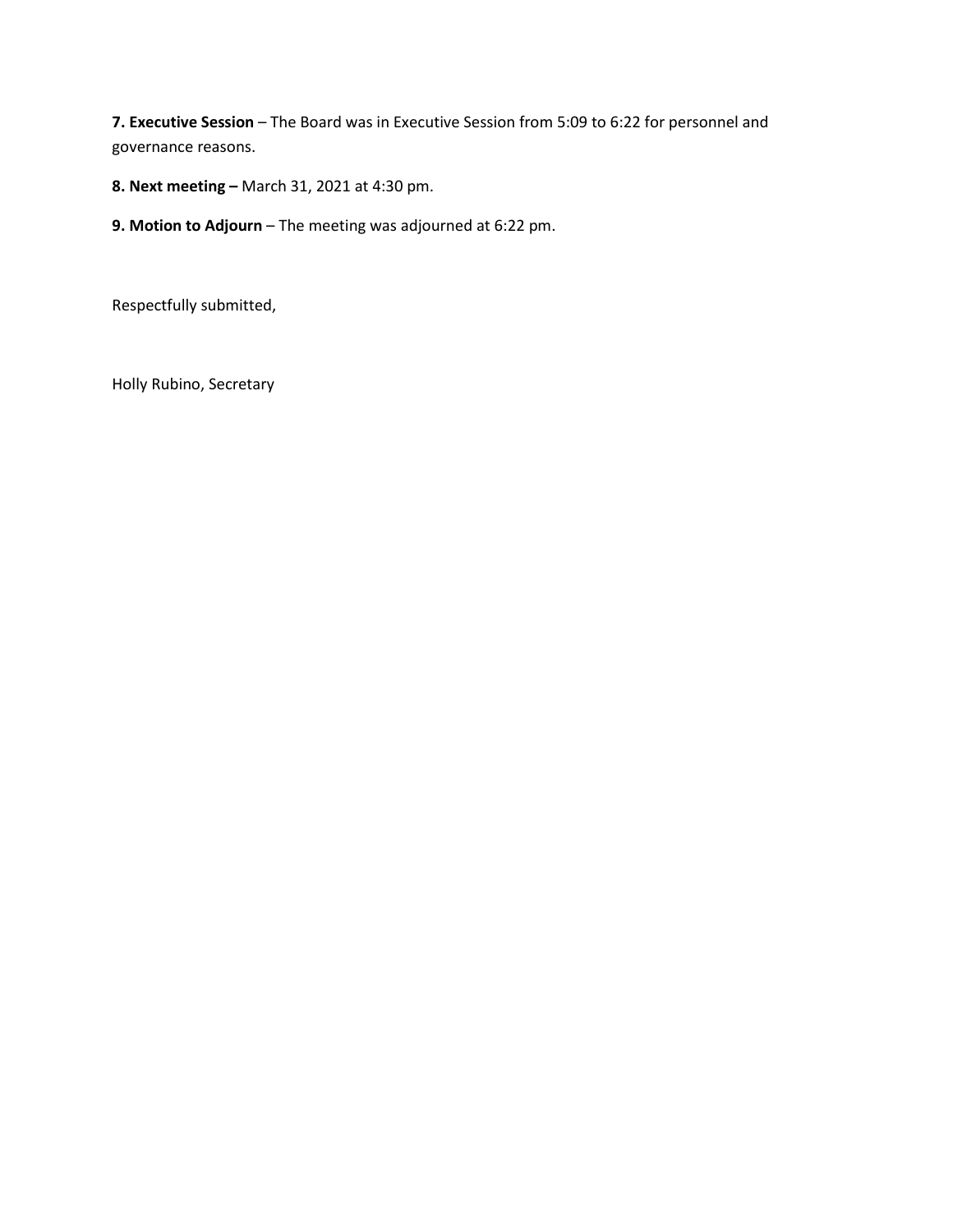**7. Executive Session** – The Board was in Executive Session from 5:09 to 6:22 for personnel and governance reasons.

**8. Next meeting –** March 31, 2021 at 4:30 pm.

**9. Motion to Adjourn** – The meeting was adjourned at 6:22 pm.

Respectfully submitted,

Holly Rubino, Secretary